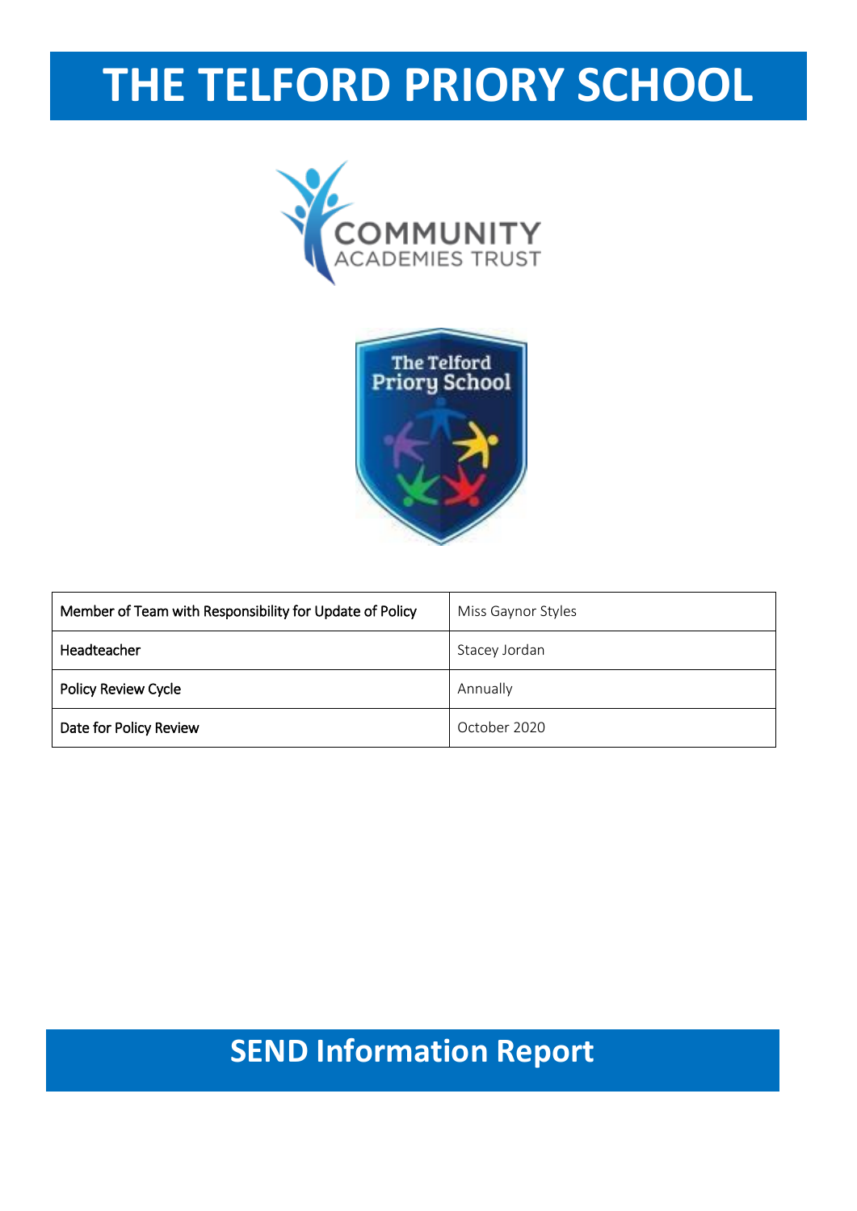# THE TELFORD PRIORY SCHOOL

| Member of Team with Responsibility for Update of Policy | Miss Gaynor Styles |
|---|---|
| Headteacher | Stacey Jordan |
| Policy Review Cycle | Annually |
| Date for Policy Review | October 2020 |

# SEND Information Report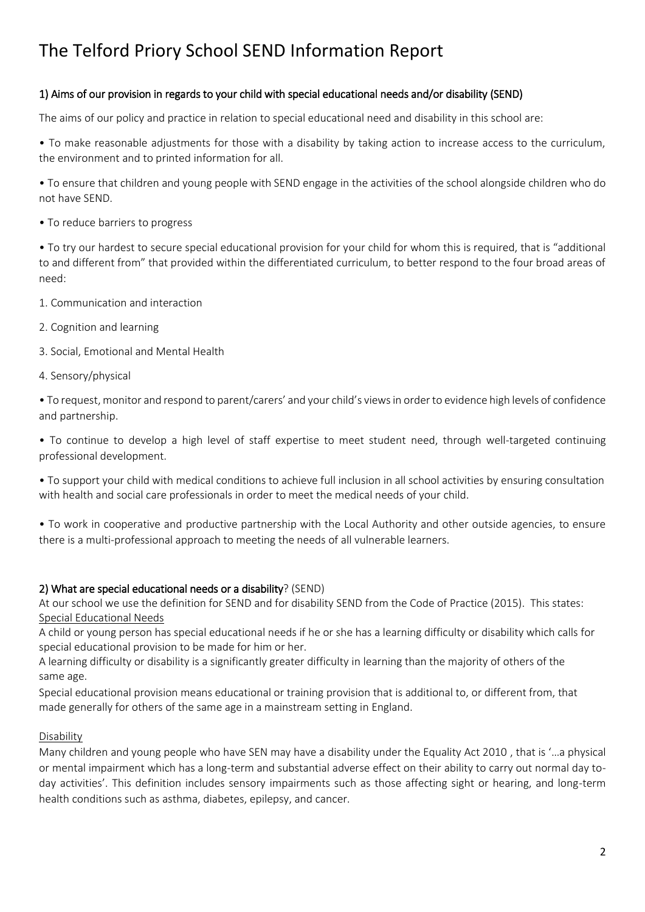# The Telford Priory School SEND Information Report

## 1) Aims of our provision in regards to your child with special educational needs and/or disability (SEND)

The aims of our policy and practice in relation to special educational need and disability in this school are:

• To make reasonable adjustments for those with a disability by taking action to increase access to the curriculum, the environment and to printed information for all.

• To ensure that children and young people with SEND engage in the activities of the school alongside children who do not have SEND.

• To reduce barriers to progress

• To try our hardest to secure special educational provision for your child for whom this is required, that is "additional to and different from" that provided within the differentiated curriculum, to better respond to the four broad areas of need:

1. Communication and interaction
2. Cognition and learning
3. Social, Emotional and Mental Health
4. Sensory/physical

• To request, monitor and respond to parent/carers' and your child's views in order to evidence high levels of confidence and partnership.

• To continue to develop a high level of staff expertise to meet student need, through well-targeted continuing professional development.

• To support your child with medical conditions to achieve full inclusion in all school activities by ensuring consultation with health and social care professionals in order to meet the medical needs of your child.

• To work in cooperative and productive partnership with the Local Authority and other outside agencies, to ensure there is a multi-professional approach to meeting the needs of all vulnerable learners.

## 2) What are special educational needs or a disability? (SEND)

At our school we use the definition for SEND and for disability SEND from the Code of Practice (2015). This states:

Special Educational Needs

A child or young person has special educational needs if he or she has a learning difficulty or disability which calls for special educational provision to be made for him or her.

A learning difficulty or disability is a significantly greater difficulty in learning than the majority of others of the same age.

Special educational provision means educational or training provision that is additional to, or different from, that made generally for others of the same age in a mainstream setting in England.

Disability

Many children and young people who have SEN may have a disability under the Equality Act 2010 , that is '…a physical or mental impairment which has a long-term and substantial adverse effect on their ability to carry out normal day to-day activities'. This definition includes sensory impairments such as those affecting sight or hearing, and long-term health conditions such as asthma, diabetes, epilepsy, and cancer.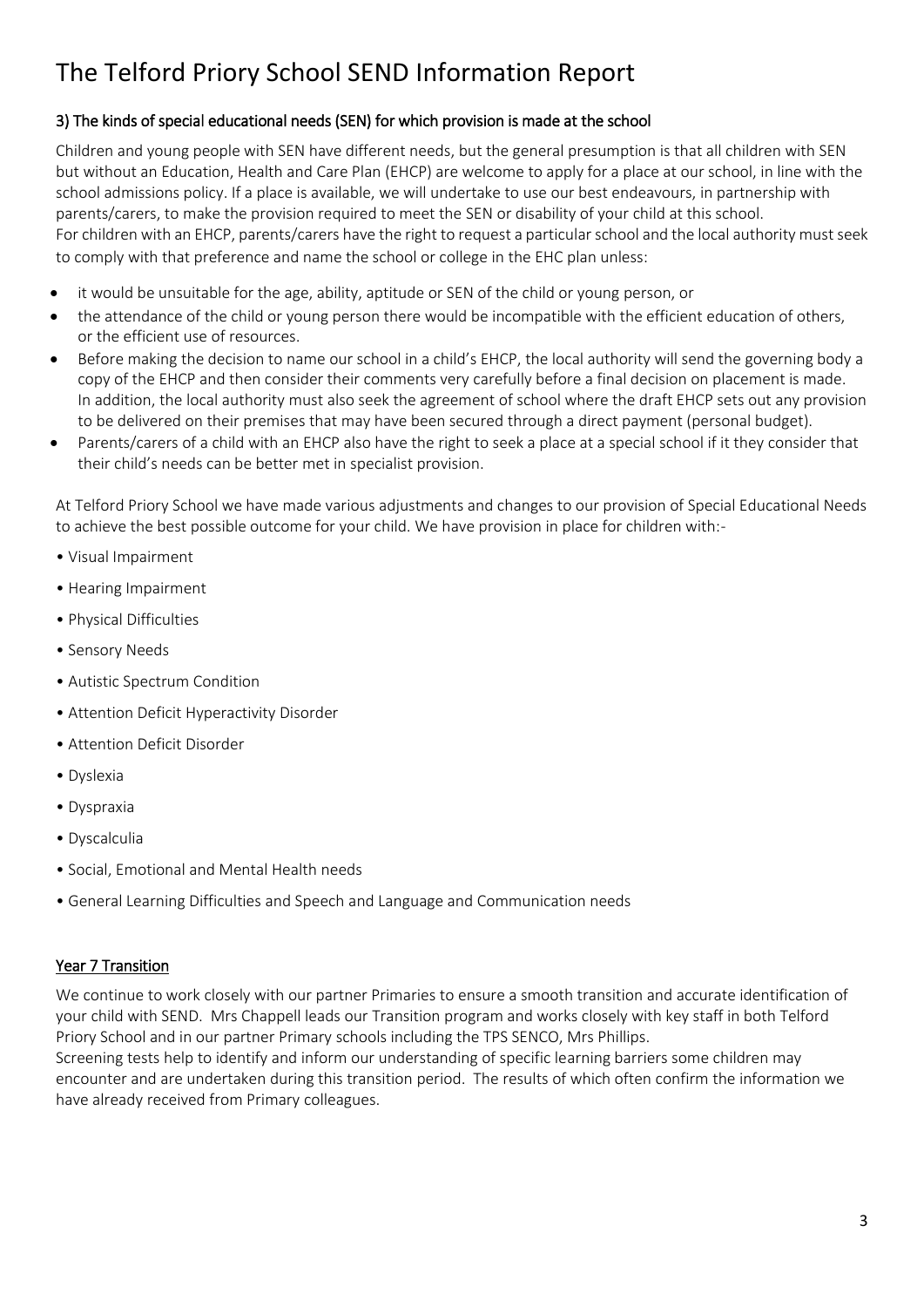# The Telford Priory School SEND Information Report

### 3) The kinds of special educational needs (SEN) for which provision is made at the school

Children and young people with SEN have different needs, but the general presumption is that all children with SEN but without an Education, Health and Care Plan (EHCP) are welcome to apply for a place at our school, in line with the school admissions policy. If a place is available, we will undertake to use our best endeavours, in partnership with parents/carers, to make the provision required to meet the SEN or disability of your child at this school.
For children with an EHCP, parents/carers have the right to request a particular school and the local authority must seek to comply with that preference and name the school or college in the EHC plan unless:

- it would be unsuitable for the age, ability, aptitude or SEN of the child or young person, or
- the attendance of the child or young person there would be incompatible with the efficient education of others, or the efficient use of resources.
- Before making the decision to name our school in a child's EHCP, the local authority will send the governing body a copy of the EHCP and then consider their comments very carefully before a final decision on placement is made. In addition, the local authority must also seek the agreement of school where the draft EHCP sets out any provision to be delivered on their premises that may have been secured through a direct payment (personal budget).
- Parents/carers of a child with an EHCP also have the right to seek a place at a special school if it they consider that their child's needs can be better met in specialist provision.

At Telford Priory School we have made various adjustments and changes to our provision of Special Educational Needs to achieve the best possible outcome for your child. We have provision in place for children with:-

- Visual Impairment
- Hearing Impairment
- Physical Difficulties
- Sensory Needs
- Autistic Spectrum Condition
- Attention Deficit Hyperactivity Disorder
- Attention Deficit Disorder
- Dyslexia
- Dyspraxia
- Dyscalculia
- Social, Emotional and Mental Health needs
- General Learning Difficulties and Speech and Language and Communication needs

### Year 7 Transition

We continue to work closely with our partner Primaries to ensure a smooth transition and accurate identification of your child with SEND. Mrs Chappell leads our Transition program and works closely with key staff in both Telford Priory School and in our partner Primary schools including the TPS SENCO, Mrs Phillips.
Screening tests help to identify and inform our understanding of specific learning barriers some children may encounter and are undertaken during this transition period. The results of which often confirm the information we have already received from Primary colleagues.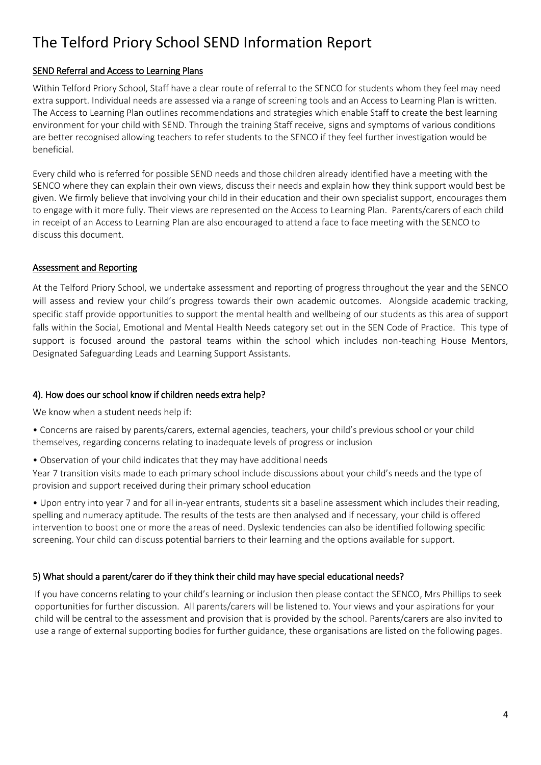# The Telford Priory School SEND Information Report

## SEND Referral and Access to Learning Plans

Within Telford Priory School, Staff have a clear route of referral to the SENCO for students whom they feel may need extra support. Individual needs are assessed via a range of screening tools and an Access to Learning Plan is written. The Access to Learning Plan outlines recommendations and strategies which enable Staff to create the best learning environment for your child with SEND. Through the training Staff receive, signs and symptoms of various conditions are better recognised allowing teachers to refer students to the SENCO if they feel further investigation would be beneficial.

Every child who is referred for possible SEND needs and those children already identified have a meeting with the SENCO where they can explain their own views, discuss their needs and explain how they think support would best be given. We firmly believe that involving your child in their education and their own specialist support, encourages them to engage with it more fully. Their views are represented on the Access to Learning Plan. Parents/carers of each child in receipt of an Access to Learning Plan are also encouraged to attend a face to face meeting with the SENCO to discuss this document.

## Assessment and Reporting

At the Telford Priory School, we undertake assessment and reporting of progress throughout the year and the SENCO will assess and review your child's progress towards their own academic outcomes. Alongside academic tracking, specific staff provide opportunities to support the mental health and wellbeing of our students as this area of support falls within the Social, Emotional and Mental Health Needs category set out in the SEN Code of Practice. This type of support is focused around the pastoral teams within the school which includes non-teaching House Mentors, Designated Safeguarding Leads and Learning Support Assistants.

## 4). How does our school know if children needs extra help?

We know when a student needs help if:

- Concerns are raised by parents/carers, external agencies, teachers, your child's previous school or your child themselves, regarding concerns relating to inadequate levels of progress or inclusion
- Observation of your child indicates that they may have additional needs

Year 7 transition visits made to each primary school include discussions about your child's needs and the type of provision and support received during their primary school education

- Upon entry into year 7 and for all in-year entrants, students sit a baseline assessment which includes their reading, spelling and numeracy aptitude. The results of the tests are then analysed and if necessary, your child is offered intervention to boost one or more the areas of need. Dyslexic tendencies can also be identified following specific screening. Your child can discuss potential barriers to their learning and the options available for support.

## 5) What should a parent/carer do if they think their child may have special educational needs?

If you have concerns relating to your child's learning or inclusion then please contact the SENCO, Mrs Phillips to seek opportunities for further discussion. All parents/carers will be listened to. Your views and your aspirations for your child will be central to the assessment and provision that is provided by the school. Parents/carers are also invited to use a range of external supporting bodies for further guidance, these organisations are listed on the following pages.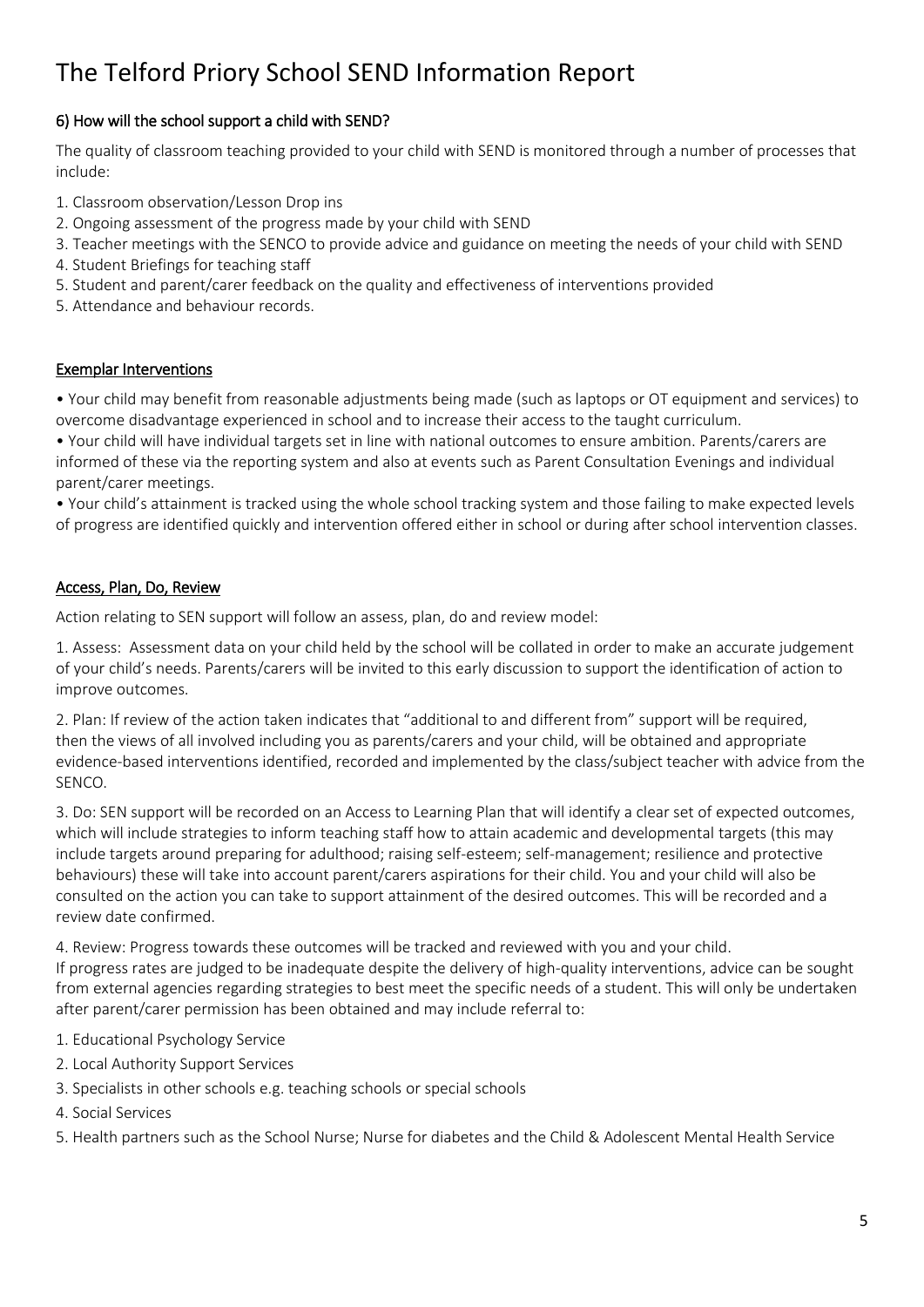# The Telford Priory School SEND Information Report

## 6) How will the school support a child with SEND?

The quality of classroom teaching provided to your child with SEND is monitored through a number of processes that include:

1. Classroom observation/Lesson Drop ins
2. Ongoing assessment of the progress made by your child with SEND
3. Teacher meetings with the SENCO to provide advice and guidance on meeting the needs of your child with SEND
4. Student Briefings for teaching staff
5. Student and parent/carer feedback on the quality and effectiveness of interventions provided
5. Attendance and behaviour records.

### Exemplar Interventions

• Your child may benefit from reasonable adjustments being made (such as laptops or OT equipment and services) to overcome disadvantage experienced in school and to increase their access to the taught curriculum.

• Your child will have individual targets set in line with national outcomes to ensure ambition. Parents/carers are informed of these via the reporting system and also at events such as Parent Consultation Evenings and individual parent/carer meetings.

• Your child's attainment is tracked using the whole school tracking system and those failing to make expected levels of progress are identified quickly and intervention offered either in school or during after school intervention classes.

### Access, Plan, Do, Review

Action relating to SEN support will follow an assess, plan, do and review model:

1. Assess: Assessment data on your child held by the school will be collated in order to make an accurate judgement of your child's needs. Parents/carers will be invited to this early discussion to support the identification of action to improve outcomes.

2. Plan: If review of the action taken indicates that "additional to and different from" support will be required, then the views of all involved including you as parents/carers and your child, will be obtained and appropriate evidence-based interventions identified, recorded and implemented by the class/subject teacher with advice from the SENCO.

3. Do: SEN support will be recorded on an Access to Learning Plan that will identify a clear set of expected outcomes, which will include strategies to inform teaching staff how to attain academic and developmental targets (this may include targets around preparing for adulthood; raising self-esteem; self-management; resilience and protective behaviours) these will take into account parent/carers aspirations for their child. You and your child will also be consulted on the action you can take to support attainment of the desired outcomes. This will be recorded and a review date confirmed.

4. Review: Progress towards these outcomes will be tracked and reviewed with you and your child.

If progress rates are judged to be inadequate despite the delivery of high-quality interventions, advice can be sought from external agencies regarding strategies to best meet the specific needs of a student. This will only be undertaken after parent/carer permission has been obtained and may include referral to:

1. Educational Psychology Service
2. Local Authority Support Services
3. Specialists in other schools e.g. teaching schools or special schools
4. Social Services
5. Health partners such as the School Nurse; Nurse for diabetes and the Child & Adolescent Mental Health Service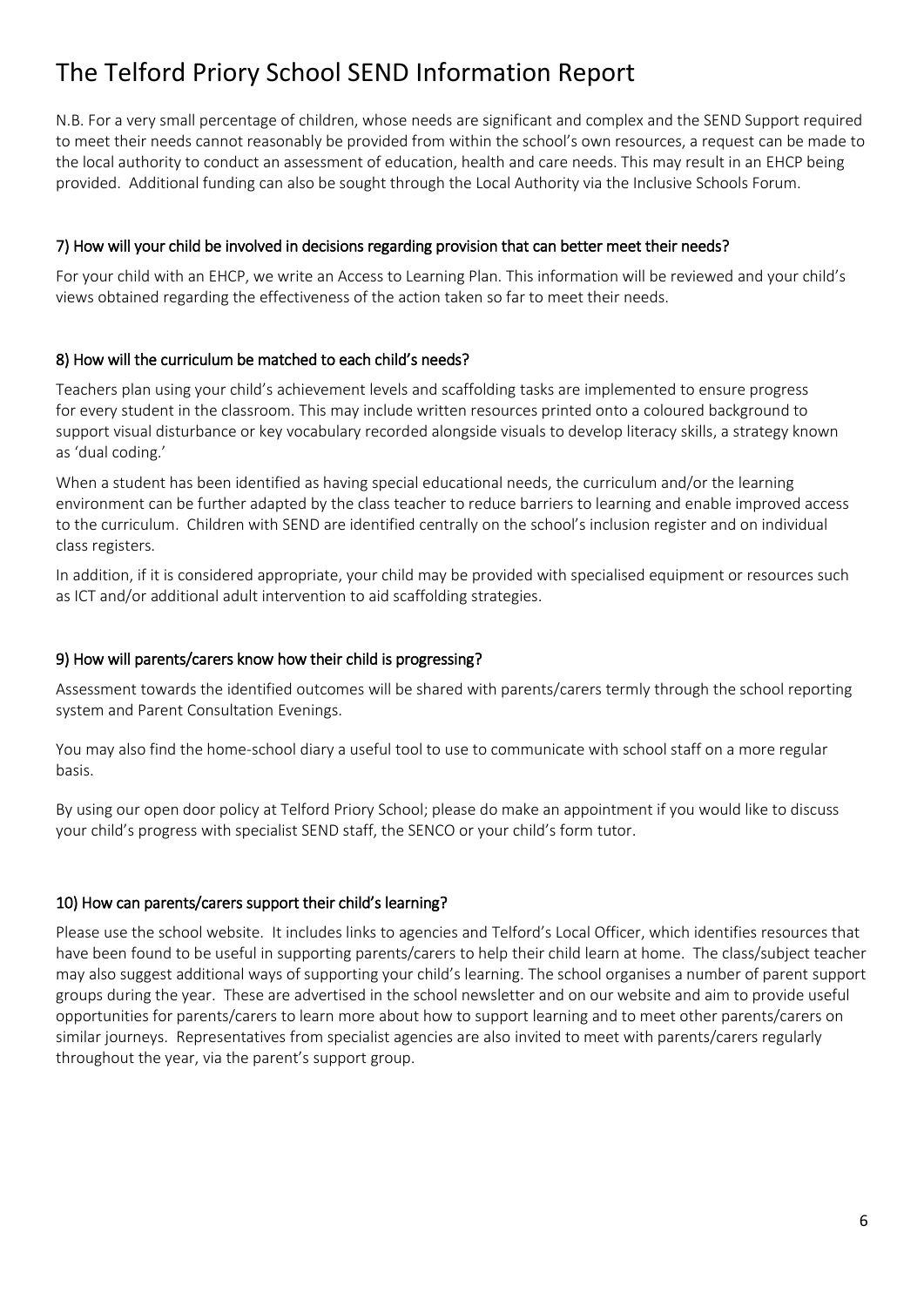# The Telford Priory School SEND Information Report

N.B. For a very small percentage of children, whose needs are significant and complex and the SEND Support required to meet their needs cannot reasonably be provided from within the school's own resources, a request can be made to the local authority to conduct an assessment of education, health and care needs. This may result in an EHCP being provided. Additional funding can also be sought through the Local Authority via the Inclusive Schools Forum.

## 7) How will your child be involved in decisions regarding provision that can better meet their needs?

For your child with an EHCP, we write an Access to Learning Plan. This information will be reviewed and your child's views obtained regarding the effectiveness of the action taken so far to meet their needs.

## 8) How will the curriculum be matched to each child's needs?

Teachers plan using your child's achievement levels and scaffolding tasks are implemented to ensure progress for every student in the classroom. This may include written resources printed onto a coloured background to support visual disturbance or key vocabulary recorded alongside visuals to develop literacy skills, a strategy known as 'dual coding.'

When a student has been identified as having special educational needs, the curriculum and/or the learning environment can be further adapted by the class teacher to reduce barriers to learning and enable improved access to the curriculum. Children with SEND are identified centrally on the school's inclusion register and on individual class registers.

In addition, if it is considered appropriate, your child may be provided with specialised equipment or resources such as ICT and/or additional adult intervention to aid scaffolding strategies.

## 9) How will parents/carers know how their child is progressing?

Assessment towards the identified outcomes will be shared with parents/carers termly through the school reporting system and Parent Consultation Evenings.

You may also find the home-school diary a useful tool to use to communicate with school staff on a more regular basis.

By using our open door policy at Telford Priory School; please do make an appointment if you would like to discuss your child's progress with specialist SEND staff, the SENCO or your child's form tutor.

## 10) How can parents/carers support their child's learning?

Please use the school website. It includes links to agencies and Telford's Local Officer, which identifies resources that have been found to be useful in supporting parents/carers to help their child learn at home. The class/subject teacher may also suggest additional ways of supporting your child's learning. The school organises a number of parent support groups during the year. These are advertised in the school newsletter and on our website and aim to provide useful opportunities for parents/carers to learn more about how to support learning and to meet other parents/carers on similar journeys. Representatives from specialist agencies are also invited to meet with parents/carers regularly throughout the year, via the parent's support group.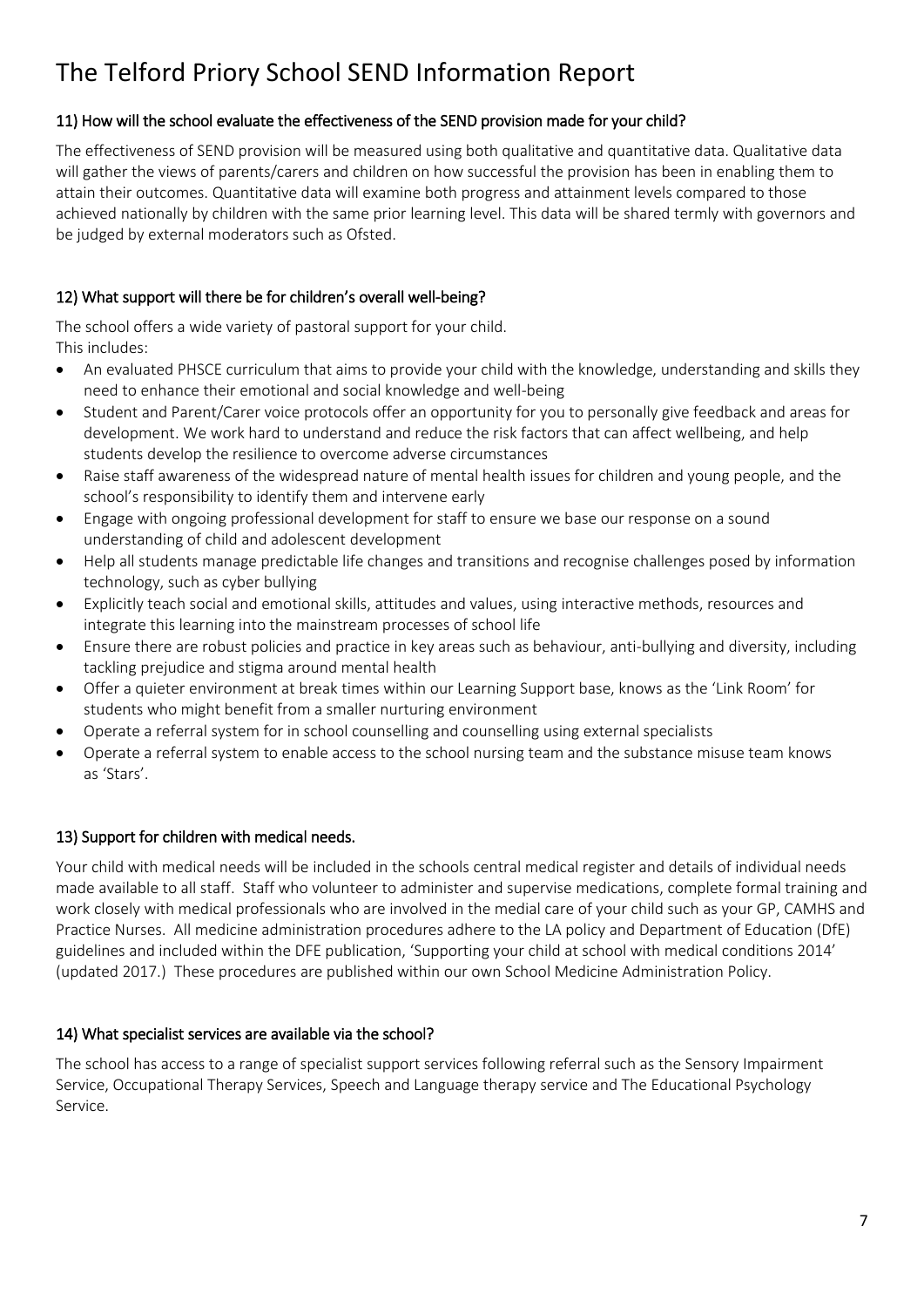# The Telford Priory School SEND Information Report

### 11) How will the school evaluate the effectiveness of the SEND provision made for your child?

The effectiveness of SEND provision will be measured using both qualitative and quantitative data. Qualitative data will gather the views of parents/carers and children on how successful the provision has been in enabling them to attain their outcomes. Quantitative data will examine both progress and attainment levels compared to those achieved nationally by children with the same prior learning level. This data will be shared termly with governors and be judged by external moderators such as Ofsted.

### 12) What support will there be for children's overall well-being?

The school offers a wide variety of pastoral support for your child.
This includes:

- An evaluated PHSCE curriculum that aims to provide your child with the knowledge, understanding and skills they need to enhance their emotional and social knowledge and well-being
- Student and Parent/Carer voice protocols offer an opportunity for you to personally give feedback and areas for development. We work hard to understand and reduce the risk factors that can affect wellbeing, and help students develop the resilience to overcome adverse circumstances
- Raise staff awareness of the widespread nature of mental health issues for children and young people, and the school's responsibility to identify them and intervene early
- Engage with ongoing professional development for staff to ensure we base our response on a sound understanding of child and adolescent development
- Help all students manage predictable life changes and transitions and recognise challenges posed by information technology, such as cyber bullying
- Explicitly teach social and emotional skills, attitudes and values, using interactive methods, resources and integrate this learning into the mainstream processes of school life
- Ensure there are robust policies and practice in key areas such as behaviour, anti-bullying and diversity, including tackling prejudice and stigma around mental health
- Offer a quieter environment at break times within our Learning Support base, knows as the 'Link Room' for students who might benefit from a smaller nurturing environment
- Operate a referral system for in school counselling and counselling using external specialists
- Operate a referral system to enable access to the school nursing team and the substance misuse team knows as 'Stars'.

### 13) Support for children with medical needs.

Your child with medical needs will be included in the schools central medical register and details of individual needs made available to all staff. Staff who volunteer to administer and supervise medications, complete formal training and work closely with medical professionals who are involved in the medial care of your child such as your GP, CAMHS and Practice Nurses. All medicine administration procedures adhere to the LA policy and Department of Education (DfE) guidelines and included within the DFE publication, 'Supporting your child at school with medical conditions 2014' (updated 2017.) These procedures are published within our own School Medicine Administration Policy.

### 14) What specialist services are available via the school?

The school has access to a range of specialist support services following referral such as the Sensory Impairment Service, Occupational Therapy Services, Speech and Language therapy service and The Educational Psychology Service.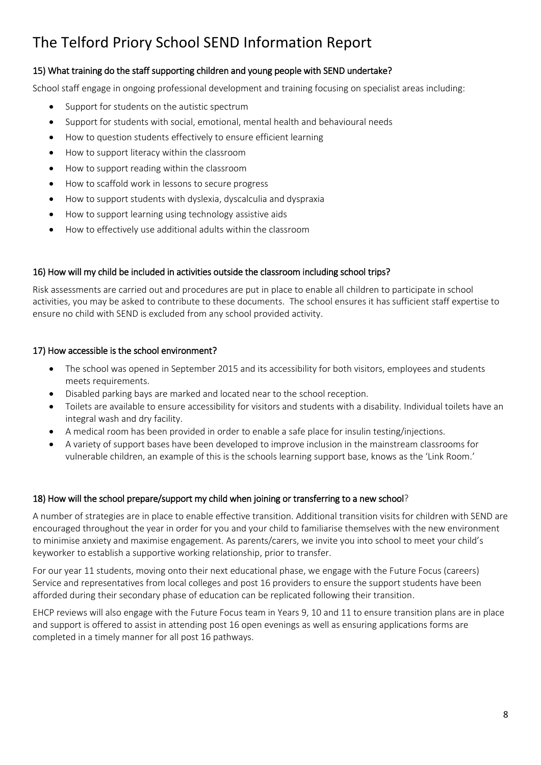# The Telford Priory School SEND Information Report

### 15) What training do the staff supporting children and young people with SEND undertake?

School staff engage in ongoing professional development and training focusing on specialist areas including:

- Support for students on the autistic spectrum
- Support for students with social, emotional, mental health and behavioural needs
- How to question students effectively to ensure efficient learning
- How to support literacy within the classroom
- How to support reading within the classroom
- How to scaffold work in lessons to secure progress
- How to support students with dyslexia, dyscalculia and dyspraxia
- How to support learning using technology assistive aids
- How to effectively use additional adults within the classroom

### 16) How will my child be included in activities outside the classroom including school trips?

Risk assessments are carried out and procedures are put in place to enable all children to participate in school activities, you may be asked to contribute to these documents. The school ensures it has sufficient staff expertise to ensure no child with SEND is excluded from any school provided activity.

### 17) How accessible is the school environment?

- The school was opened in September 2015 and its accessibility for both visitors, employees and students meets requirements.
- Disabled parking bays are marked and located near to the school reception.
- Toilets are available to ensure accessibility for visitors and students with a disability. Individual toilets have an integral wash and dry facility.
- A medical room has been provided in order to enable a safe place for insulin testing/injections.
- A variety of support bases have been developed to improve inclusion in the mainstream classrooms for vulnerable children, an example of this is the schools learning support base, knows as the 'Link Room.'

### 18) How will the school prepare/support my child when joining or transferring to a new school?

A number of strategies are in place to enable effective transition. Additional transition visits for children with SEND are encouraged throughout the year in order for you and your child to familiarise themselves with the new environment to minimise anxiety and maximise engagement. As parents/carers, we invite you into school to meet your child's keyworker to establish a supportive working relationship, prior to transfer.

For our year 11 students, moving onto their next educational phase, we engage with the Future Focus (careers) Service and representatives from local colleges and post 16 providers to ensure the support students have been afforded during their secondary phase of education can be replicated following their transition.

EHCP reviews will also engage with the Future Focus team in Years 9, 10 and 11 to ensure transition plans are in place and support is offered to assist in attending post 16 open evenings as well as ensuring applications forms are completed in a timely manner for all post 16 pathways.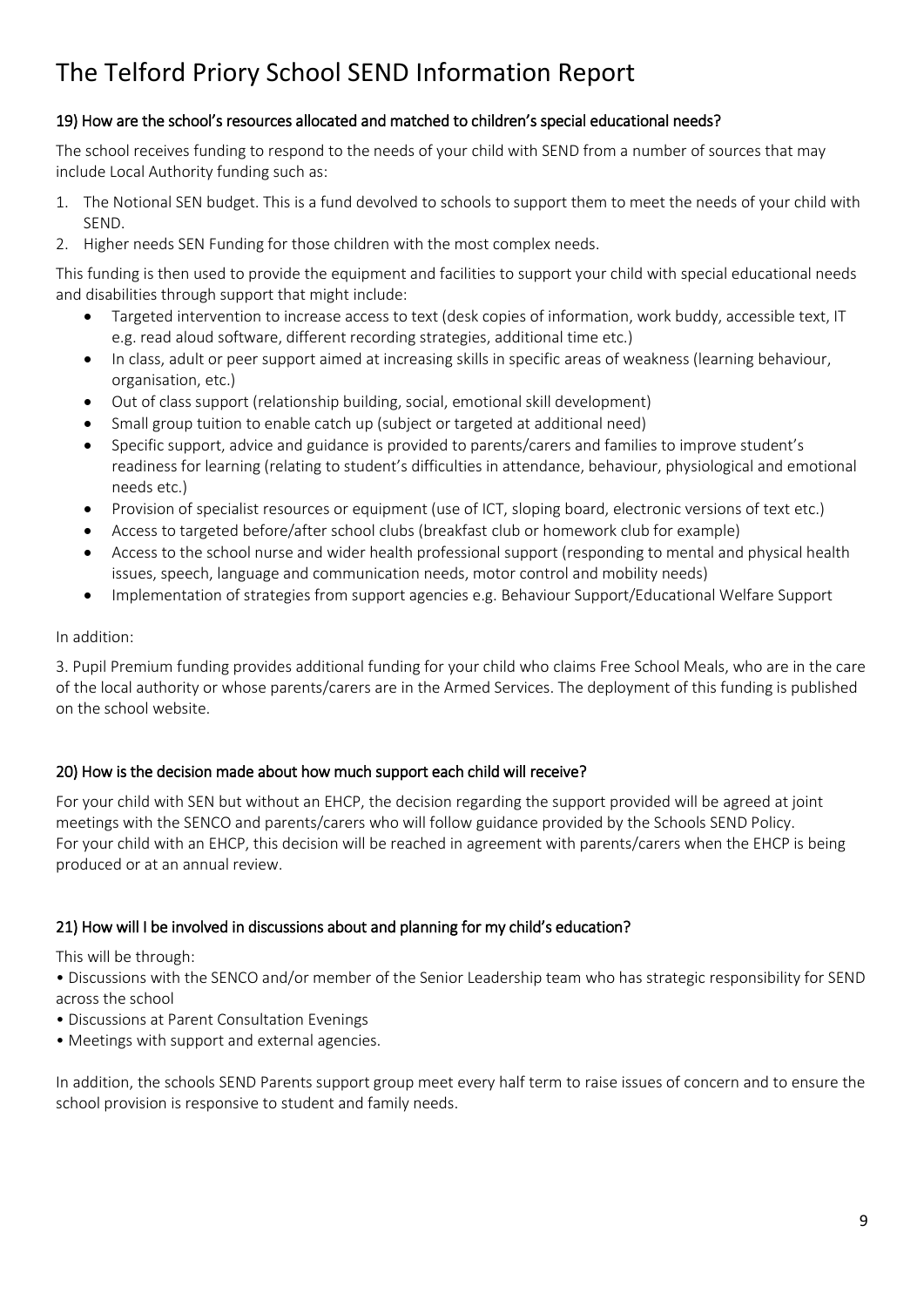# The Telford Priory School SEND Information Report

### 19) How are the school's resources allocated and matched to children's special educational needs?

The school receives funding to respond to the needs of your child with SEND from a number of sources that may include Local Authority funding such as:

1. The Notional SEN budget. This is a fund devolved to schools to support them to meet the needs of your child with SEND.
2. Higher needs SEN Funding for those children with the most complex needs.

This funding is then used to provide the equipment and facilities to support your child with special educational needs and disabilities through support that might include:

- Targeted intervention to increase access to text (desk copies of information, work buddy, accessible text, IT e.g. read aloud software, different recording strategies, additional time etc.)
- In class, adult or peer support aimed at increasing skills in specific areas of weakness (learning behaviour, organisation, etc.)
- Out of class support (relationship building, social, emotional skill development)
- Small group tuition to enable catch up (subject or targeted at additional need)
- Specific support, advice and guidance is provided to parents/carers and families to improve student's readiness for learning (relating to student's difficulties in attendance, behaviour, physiological and emotional needs etc.)
- Provision of specialist resources or equipment (use of ICT, sloping board, electronic versions of text etc.)
- Access to targeted before/after school clubs (breakfast club or homework club for example)
- Access to the school nurse and wider health professional support (responding to mental and physical health issues, speech, language and communication needs, motor control and mobility needs)
- Implementation of strategies from support agencies e.g. Behaviour Support/Educational Welfare Support

In addition:

3. Pupil Premium funding provides additional funding for your child who claims Free School Meals, who are in the care of the local authority or whose parents/carers are in the Armed Services. The deployment of this funding is published on the school website.

### 20) How is the decision made about how much support each child will receive?

For your child with SEN but without an EHCP, the decision regarding the support provided will be agreed at joint meetings with the SENCO and parents/carers who will follow guidance provided by the Schools SEND Policy.
For your child with an EHCP, this decision will be reached in agreement with parents/carers when the EHCP is being produced or at an annual review.

### 21) How will I be involved in discussions about and planning for my child's education?

This will be through:

- Discussions with the SENCO and/or member of the Senior Leadership team who has strategic responsibility for SEND across the school
- Discussions at Parent Consultation Evenings
- Meetings with support and external agencies.

In addition, the schools SEND Parents support group meet every half term to raise issues of concern and to ensure the school provision is responsive to student and family needs.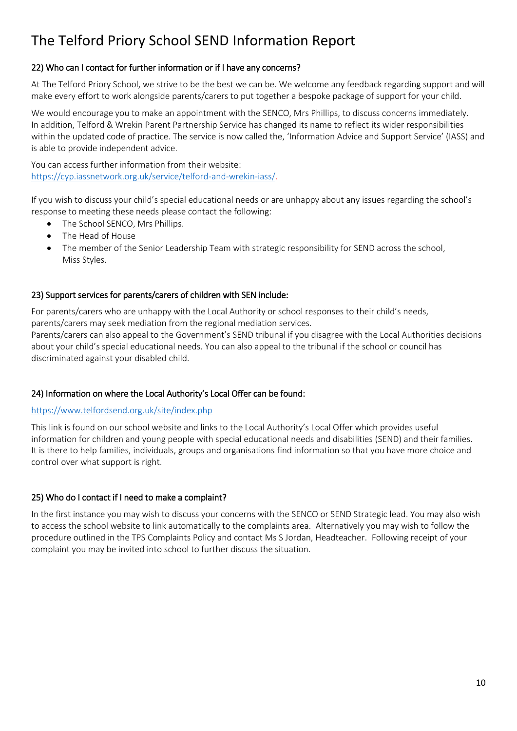# The Telford Priory School SEND Information Report

### 22) Who can I contact for further information or if I have any concerns?

At The Telford Priory School, we strive to be the best we can be. We welcome any feedback regarding support and will make every effort to work alongside parents/carers to put together a bespoke package of support for your child.

We would encourage you to make an appointment with the SENCO, Mrs Phillips, to discuss concerns immediately. In addition, Telford & Wrekin Parent Partnership Service has changed its name to reflect its wider responsibilities within the updated code of practice. The service is now called the, 'Information Advice and Support Service' (IASS) and is able to provide independent advice.

You can access further information from their website: [https://cyp.iassnetwork.org.uk/service/telford-and-wrekin-iass/](https://cyp.iassnetwork.org.uk/service/telford-and-wrekin-iass/).

If you wish to discuss your child's special educational needs or are unhappy about any issues regarding the school's response to meeting these needs please contact the following:

- The School SENCO, Mrs Phillips.
- The Head of House
- The member of the Senior Leadership Team with strategic responsibility for SEND across the school, Miss Styles.

### 23) Support services for parents/carers of children with SEN include:

For parents/carers who are unhappy with the Local Authority or school responses to their child's needs, parents/carers may seek mediation from the regional mediation services.
Parents/carers can also appeal to the Government's SEND tribunal if you disagree with the Local Authorities decisions about your child's special educational needs. You can also appeal to the tribunal if the school or council has discriminated against your disabled child.

### 24) Information on where the Local Authority's Local Offer can be found:

[https://www.telfordsend.org.uk/site/index.php](https://www.telfordsend.org.uk/site/index.php)

This link is found on our school website and links to the Local Authority's Local Offer which provides useful information for children and young people with special educational needs and disabilities (SEND) and their families. It is there to help families, individuals, groups and organisations find information so that you have more choice and control over what support is right.

### 25) Who do I contact if I need to make a complaint?

In the first instance you may wish to discuss your concerns with the SENCO or SEND Strategic lead. You may also wish to access the school website to link automatically to the complaints area. Alternatively you may wish to follow the procedure outlined in the TPS Complaints Policy and contact Ms S Jordan, Headteacher. Following receipt of your complaint you may be invited into school to further discuss the situation.